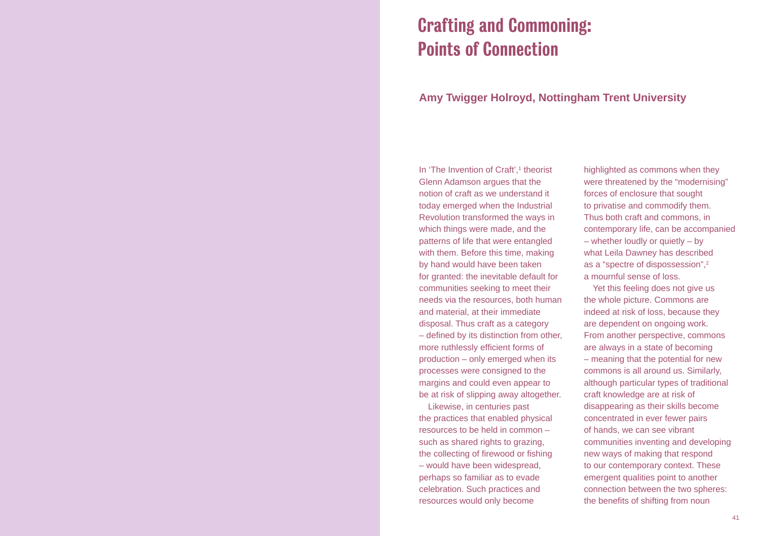# Crafting and Commoning: Points of Connection

## Amy Twigger Holroyd, Nottingham Trent University

In 'The Invention of Craft',[1] theorist Glenn Adamson argues that the notion of craft as we understand it today emerged when the Industrial Revolution transformed the ways in which things were made, and the patterns of life that were entangled with them. Before this time, making by hand would have been taken for granted: the inevitable default for communities seeking to meet their needs via the resources, both human and material, at their immediate disposal. Thus craft as a category – defined by its distinction from other, more ruthlessly efficient forms of production – only emerged when its processes were consigned to the margins and could even appear to be at risk of slipping away altogether.

Likewise, in centuries past the practices that enabled physical resources to be held in common – such as shared rights to grazing, the collecting of firewood or fishing – would have been widespread, perhaps so familiar as to evade celebration. Such practices and resources would only become highlighted as commons when they were threatened by the "modernising" forces of enclosure that sought to privatise and commodify them. Thus both craft and commons, in contemporary life, can be accompanied – whether loudly or quietly – by what Leila Dawney has described as a "spectre of dispossession",[2] a mournful sense of loss.

Yet this feeling does not give us the whole picture. Commons are indeed at risk of loss, because they are dependent on ongoing work. From another perspective, commons are always in a state of becoming – meaning that the potential for new commons is all around us. Similarly, although particular types of traditional craft knowledge are at risk of disappearing as their skills become concentrated in ever fewer pairs of hands, we can see vibrant communities inventing and developing new ways of making that respond to our contemporary context. These emergent qualities point to another connection between the two spheres: the benefits of shifting from noun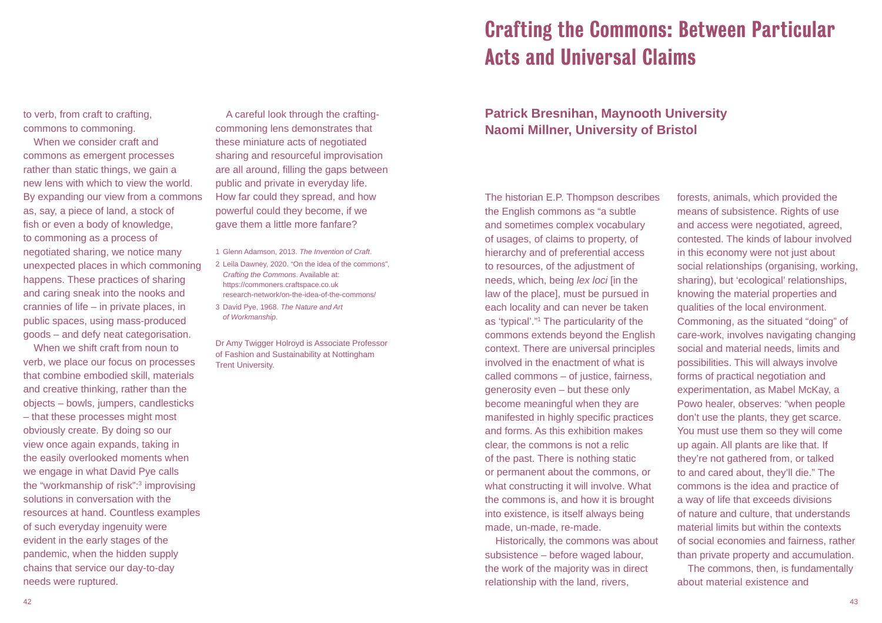to verb, from craft to crafting, commons to commoning.

When we consider craft and commons as emergent processes rather than static things, we gain a new lens with which to view the world. By expanding our view from a commons as, say, a piece of land, a stock of fish or even a body of knowledge, to commoning as a process of negotiated sharing, we notice many unexpected places in which commoning happens. These practices of sharing and caring sneak into the nooks and crannies of life – in private places, in public spaces, using mass-produced goods – and defy neat categorisation.

When we shift craft from noun to verb, we place our focus on processes that combine embodied skill, materials and creative thinking, rather than the objects – bowls, jumpers, candlesticks – that these processes might most obviously create. By doing so our view once again expands, taking in the easily overlooked moments when we engage in what David Pye calls the "workmanship of risk":[3] improvising solutions in conversation with the resources at hand. Countless examples of such everyday ingenuity were evident in the early stages of the pandemic, when the hidden supply chains that service our day-to-day needs were ruptured.

A careful look through the crafting-commoning lens demonstrates that these miniature acts of negotiated sharing and resourceful improvisation are all around, filling the gaps between public and private in everyday life. How far could they spread, and how powerful could they become, if we gave them a little more fanfare?

1 Glenn Adamson, 2013. *The Invention of Craft*.
2 Leila Dawney, 2020. "On the idea of the commons", *Crafting the Commons*. Available at: https://commoners.craftspace.co.uk research-network/on-the-idea-of-the-commons/
3 David Pye, 1968. *The Nature and Art of Workmanship*.

Dr Amy Twigger Holroyd is Associate Professor of Fashion and Sustainability at Nottingham Trent University.

# Crafting the Commons: Between Particular Acts and Universal Claims

## Patrick Bresnihan, Maynooth University
## Naomi Millner, University of Bristol

The historian E.P. Thompson describes the English commons as "a subtle and sometimes complex vocabulary of usages, of claims to property, of hierarchy and of preferential access to resources, of the adjustment of needs, which, being *lex loci* [in the law of the place], must be pursued in each locality and can never be taken as 'typical'."[1] The particularity of the commons extends beyond the English context. There are universal principles involved in the enactment of what is called commons – of justice, fairness, generosity even – but these only become meaningful when they are manifested in highly specific practices and forms. As this exhibition makes clear, the commons is not a relic of the past. There is nothing static or permanent about the commons, or what constructing it will involve. What the commons is, and how it is brought into existence, is itself always being made, un-made, re-made.

Historically, the commons was about subsistence – before waged labour, the work of the majority was in direct relationship with the land, rivers, forests, animals, which provided the means of subsistence. Rights of use and access were negotiated, agreed, contested. The kinds of labour involved in this economy were not just about social relationships (organising, working, sharing), but 'ecological' relationships, knowing the material properties and qualities of the local environment. Commoning, as the situated "doing" of care-work, involves navigating changing social and material needs, limits and possibilities. This will always involve forms of practical negotiation and experimentation, as Mabel McKay, a Powo healer, observes: "when people don't use the plants, they get scarce. You must use them so they will come up again. All plants are like that. If they're not gathered from, or talked to and cared about, they'll die." The commons is the idea and practice of a way of life that exceeds divisions of nature and culture, that understands material limits but within the contexts of social economies and fairness, rather than private property and accumulation.

The commons, then, is fundamentally about material existence and